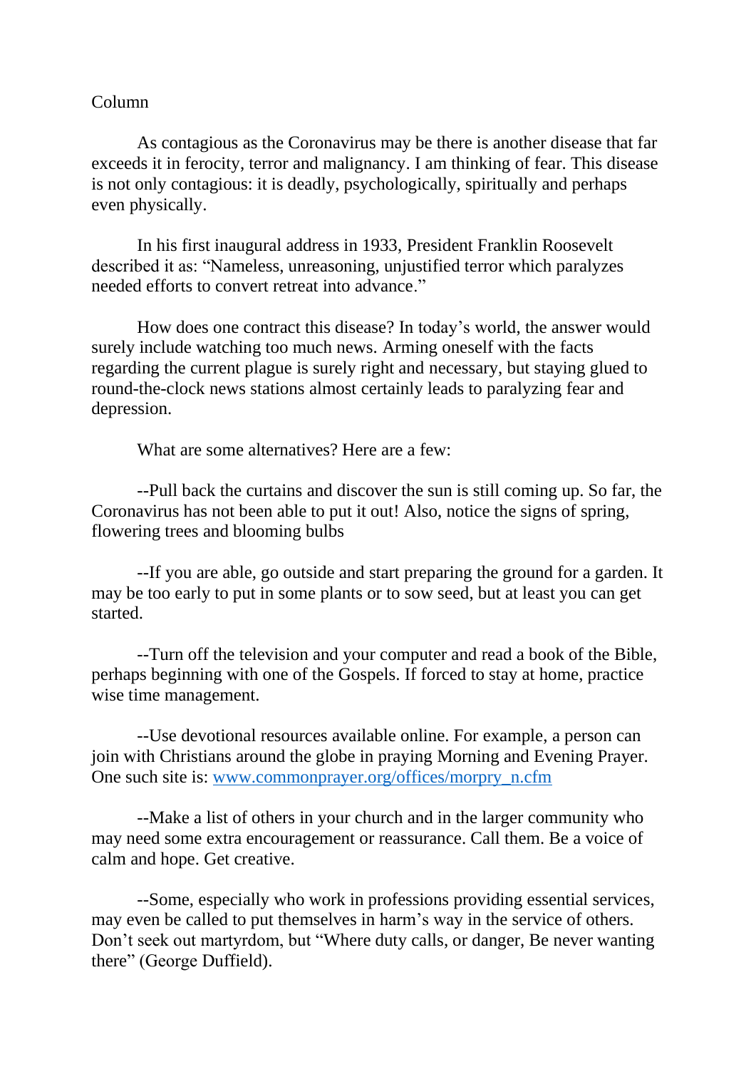Column

As contagious as the Coronavirus may be there is another disease that far exceeds it in ferocity, terror and malignancy. I am thinking of fear. This disease is not only contagious: it is deadly, psychologically, spiritually and perhaps even physically.

In his first inaugural address in 1933, President Franklin Roosevelt described it as: "Nameless, unreasoning, unjustified terror which paralyzes needed efforts to convert retreat into advance."

How does one contract this disease? In today's world, the answer would surely include watching too much news. Arming oneself with the facts regarding the current plague is surely right and necessary, but staying glued to round-the-clock news stations almost certainly leads to paralyzing fear and depression.

What are some alternatives? Here are a few:

--Pull back the curtains and discover the sun is still coming up. So far, the Coronavirus has not been able to put it out! Also, notice the signs of spring, flowering trees and blooming bulbs

--If you are able, go outside and start preparing the ground for a garden. It may be too early to put in some plants or to sow seed, but at least you can get started.

--Turn off the television and your computer and read a book of the Bible, perhaps beginning with one of the Gospels. If forced to stay at home, practice wise time management.

--Use devotional resources available online. For example, a person can join with Christians around the globe in praying Morning and Evening Prayer. One such site is: [www.commonprayer.org/offices/morpry_n.cfm](www.commonprayer.org/offices/morpry_n.cfm)

--Make a list of others in your church and in the larger community who may need some extra encouragement or reassurance. Call them. Be a voice of calm and hope. Get creative.

--Some, especially who work in professions providing essential services, may even be called to put themselves in harm's way in the service of others. Don't seek out martyrdom, but "Where duty calls, or danger, Be never wanting there" (George Duffield).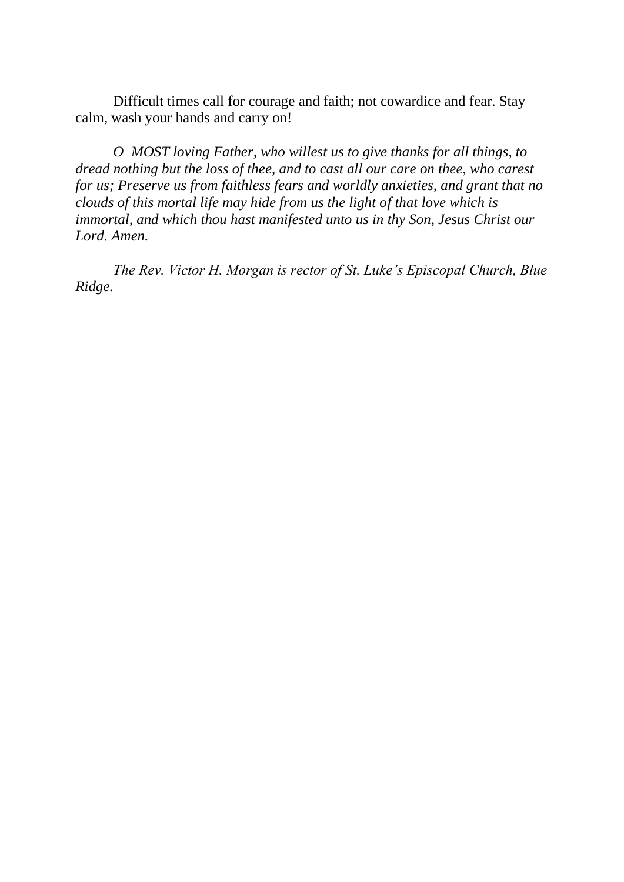Difficult times call for courage and faith; not cowardice and fear. Stay calm, wash your hands and carry on!

*O MOST loving Father, who willest us to give thanks for all things, to dread nothing but the loss of thee, and to cast all our care on thee, who carest for us; Preserve us from faithless fears and worldly anxieties, and grant that no clouds of this mortal life may hide from us the light of that love which is immortal, and which thou hast manifested unto us in thy Son, Jesus Christ our Lord. Amen.*

*The Rev. Victor H. Morgan is rector of St. Luke's Episcopal Church, Blue Ridge.*